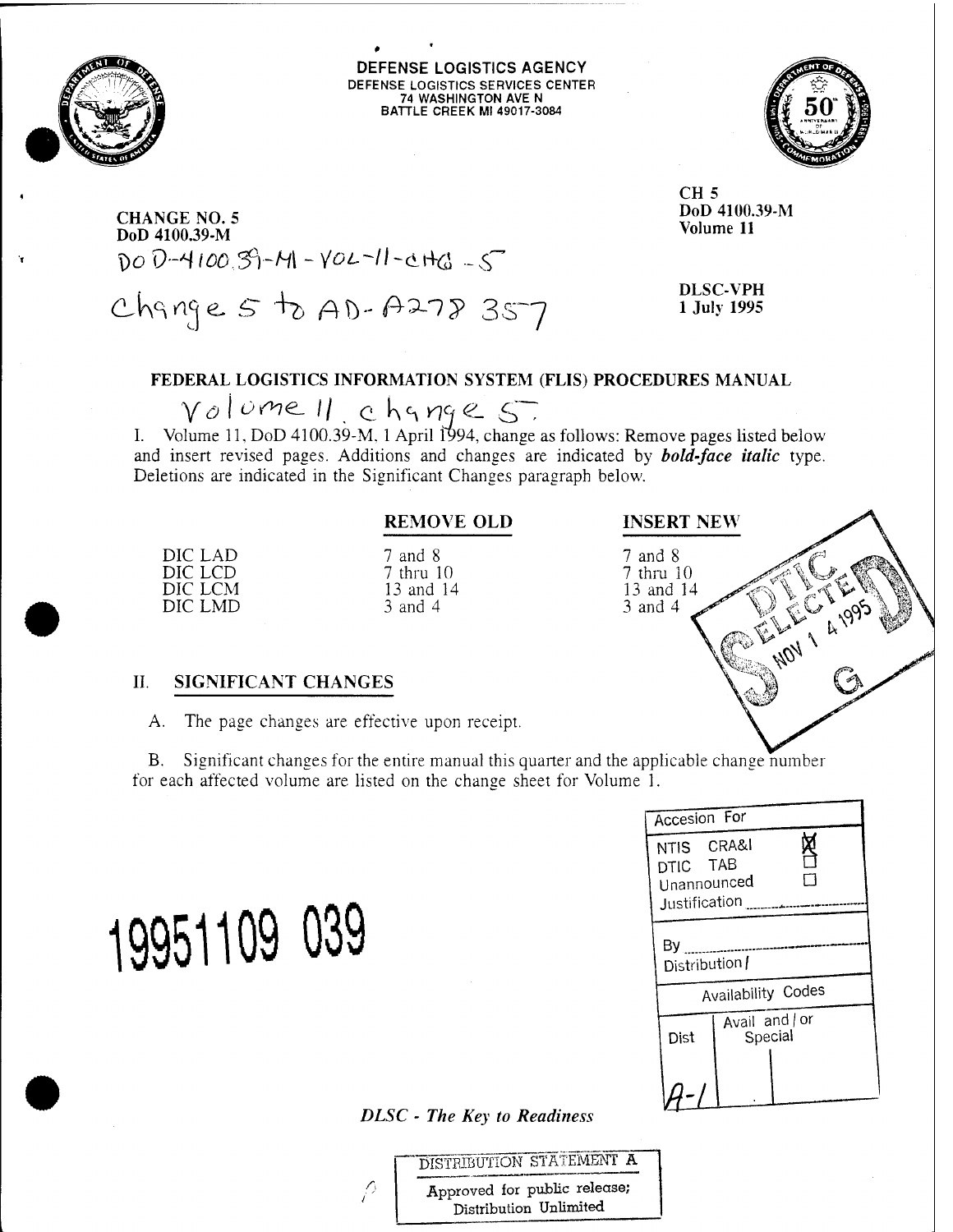DEFENSE LOGISTICS AGENCY
DEFENSE LOGISTICS SERVICES CENTER
74 WASHINGTON AVE N
BATTLE CREEK MI 49017-3084

CH 5
DoD 4100.39-M
Volume 11

**CHANGE NO. 5**
**DoD 4100.39-M**

DoD-4100.39-M-VOL-11-CHG-5

Change 5 to AD-A278 357

DLSC-VPH
1 July 1995

## FEDERAL LOGISTICS INFORMATION SYSTEM (FLIS) PROCEDURES MANUAL

Volume 11 change 5

I. Volume 11, DoD 4100.39-M, 1 April 1994, change as follows: Remove pages listed below and insert revised pages. Additions and changes are indicated by ***bold-face italic*** type. Deletions are indicated in the Significant Changes paragraph below.

| | REMOVE OLD | INSERT NEW |
|---|---|---|
| DIC LAD | 7 and 8 | 7 and 8 |
| DIC LCD | 7 thru 10 | 7 thru 10 |
| DIC LCM | 13 and 14 | 13 and 14 |
| DIC LMD | 3 and 4 | 3 and 4 |

DTIC ELECTE NOV 14 1995 S G

## II. SIGNIFICANT CHANGES

A. The page changes are effective upon receipt.

B. Significant changes for the entire manual this quarter and the applicable change number for each affected volume are listed on the change sheet for Volume 1.

19951109 039

| Accesion For | |
|---|---|
| NTIS CRA&I | ☒ |
| DTIC TAB | ☐ |
| Unannounced | ☐ |
| Justification | |
| By | |
| Distribution / | |
| Availability Codes | |
| Dist | Avail and / or Special |
| A-1 | |

*DLSC - The Key to Readiness*

DISTRIBUTION STATEMENT A
Approved for public release;
Distribution Unlimited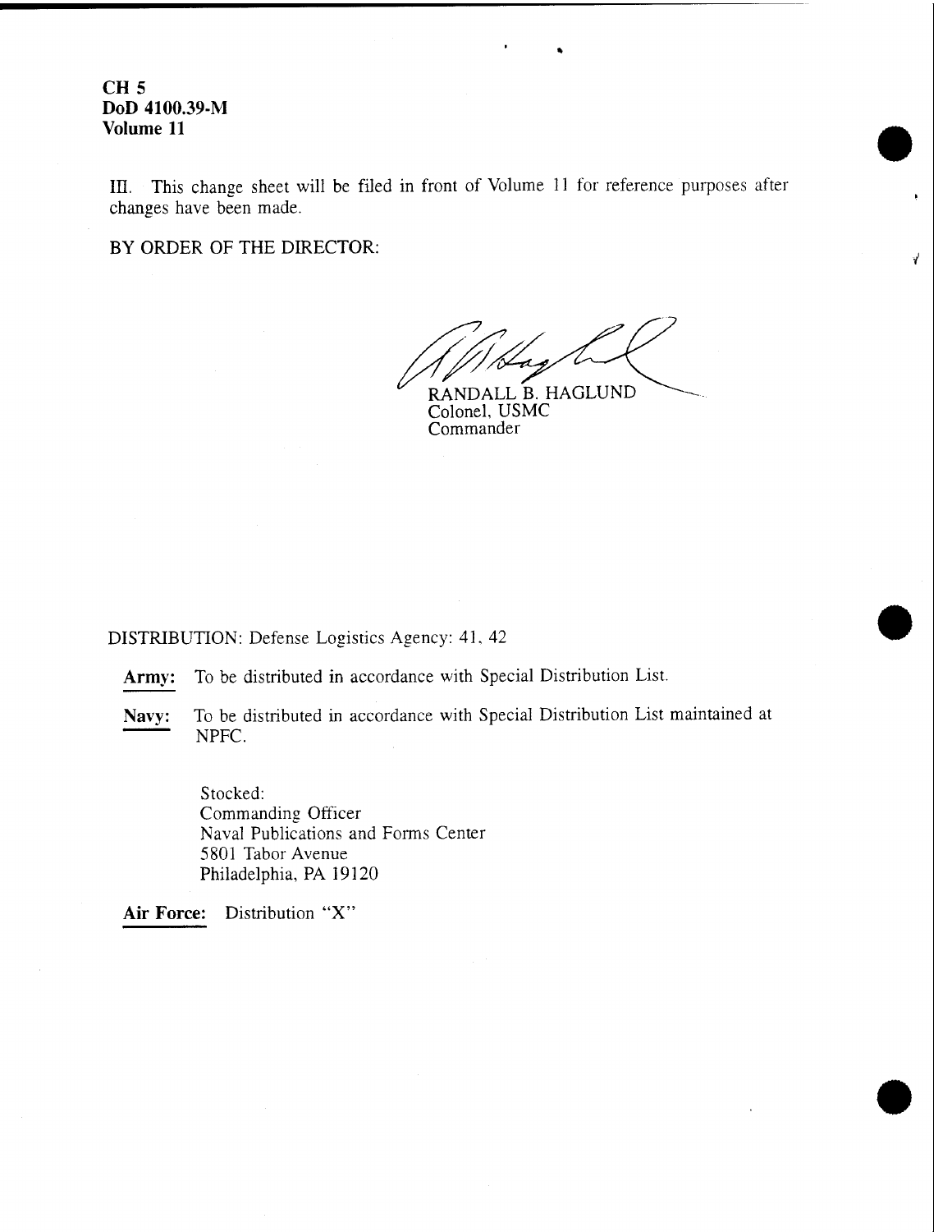**CH 5**
**DoD 4100.39-M**
**Volume 11**

III. This change sheet will be filed in front of Volume 11 for reference purposes after changes have been made.

BY ORDER OF THE DIRECTOR:

RANDALL B. HAGLUND
Colonel, USMC
Commander

DISTRIBUTION: Defense Logistics Agency: 41, 42

**Army:** To be distributed in accordance with Special Distribution List.

**Navy:** To be distributed in accordance with Special Distribution List maintained at NPFC.

Stocked:
Commanding Officer
Naval Publications and Forms Center
5801 Tabor Avenue
Philadelphia, PA 19120

**Air Force:** Distribution "X"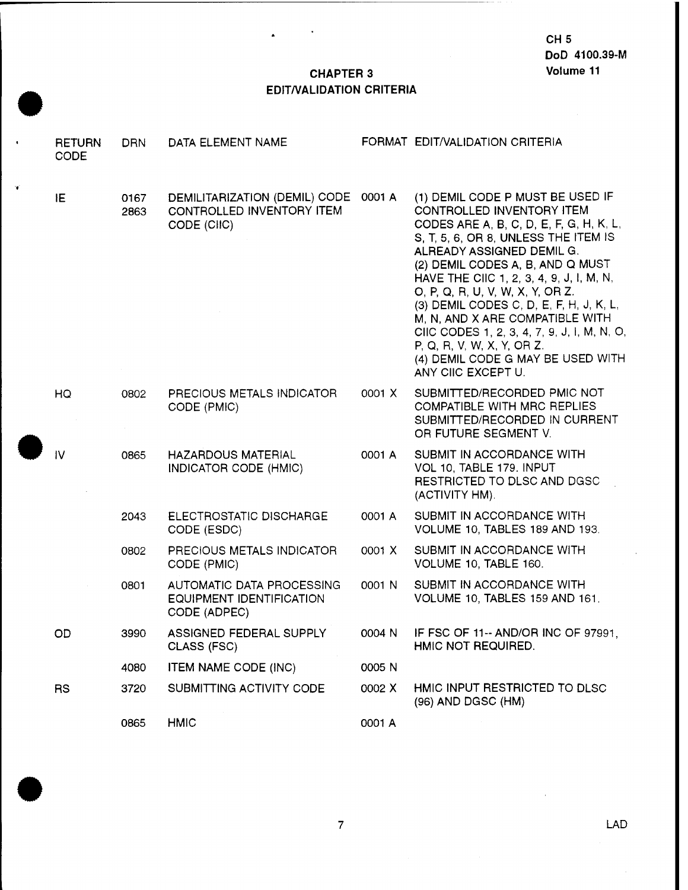# CHAPTER 3
## EDIT/VALIDATION CRITERIA

| RETURN CODE | DRN | DATA ELEMENT NAME | FORMAT | EDIT/VALIDATION CRITERIA |
|---|---|---|---|---|
| IE | 0167<br>2863 | DEMILITARIZATION (DEMIL) CODE<br>CONTROLLED INVENTORY ITEM CODE (CIIC) | 0001 A | (1) DEMIL CODE P MUST BE USED IF CONTROLLED INVENTORY ITEM CODES ARE A, B, C, D, E, F, G, H, K, L, S, T, 5, 6, OR 8, UNLESS THE ITEM IS ALREADY ASSIGNED DEMIL G.<br>(2) DEMIL CODES A, B, AND Q MUST HAVE THE CIIC 1, 2, 3, 4, 9, J, I, M, N, O, P, Q, R, U, V, W, X, Y, OR Z.<br>(3) DEMIL CODES C, D, E, F, H, J, K, L, M, N, AND X ARE COMPATIBLE WITH CIIC CODES 1, 2, 3, 4, 7, 9, J, I, M, N, O, P, Q, R, V, W, X, Y, OR Z.<br>(4) DEMIL CODE G MAY BE USED WITH ANY CIIC EXCEPT U. |
| HQ | 0802 | PRECIOUS METALS INDICATOR CODE (PMIC) | 0001 X | SUBMITTED/RECORDED PMIC NOT COMPATIBLE WITH MRC REPLIES SUBMITTED/RECORDED IN CURRENT OR FUTURE SEGMENT V. |
| IV | 0865 | HAZARDOUS MATERIAL INDICATOR CODE (HMIC) | 0001 A | SUBMIT IN ACCORDANCE WITH VOL 10, TABLE 179. INPUT RESTRICTED TO DLSC AND DGSC (ACTIVITY HM). |
| | 2043 | ELECTROSTATIC DISCHARGE CODE (ESDC) | 0001 A | SUBMIT IN ACCORDANCE WITH VOLUME 10, TABLES 189 AND 193. |
| | 0802 | PRECIOUS METALS INDICATOR CODE (PMIC) | 0001 X | SUBMIT IN ACCORDANCE WITH VOLUME 10, TABLE 160. |
| | 0801 | AUTOMATIC DATA PROCESSING EQUIPMENT IDENTIFICATION CODE (ADPEC) | 0001 N | SUBMIT IN ACCORDANCE WITH VOLUME 10, TABLES 159 AND 161. |
| OD | 3990 | ASSIGNED FEDERAL SUPPLY CLASS (FSC) | 0004 N | IF FSC OF 11-- AND/OR INC OF 97991, HMIC NOT REQUIRED. |
| | 4080 | ITEM NAME CODE (INC) | 0005 N | |
| RS | 3720 | SUBMITTING ACTIVITY CODE | 0002 X | HMIC INPUT RESTRICTED TO DLSC (96) AND DGSC (HM) |
| | 0865 | HMIC | 0001 A | |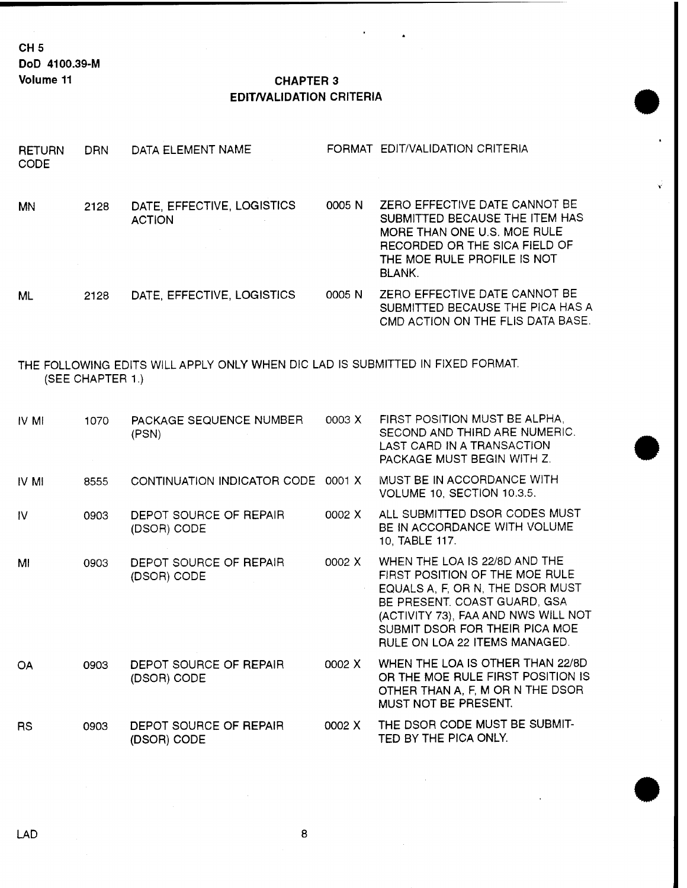# CHAPTER 3
## EDIT/VALIDATION CRITERIA

| RETURN CODE | DRN | DATA ELEMENT NAME | FORMAT | EDIT/VALIDATION CRITERIA |
|---|---|---|---|---|
| MN | 2128 | DATE, EFFECTIVE, LOGISTICS ACTION | 0005 N | ZERO EFFECTIVE DATE CANNOT BE SUBMITTED BECAUSE THE ITEM HAS MORE THAN ONE U.S. MOE RULE RECORDED OR THE SICA FIELD OF THE MOE RULE PROFILE IS NOT BLANK. |
| ML | 2128 | DATE, EFFECTIVE, LOGISTICS | 0005 N | ZERO EFFECTIVE DATE CANNOT BE SUBMITTED BECAUSE THE PICA HAS A CMD ACTION ON THE FLIS DATA BASE. |

THE FOLLOWING EDITS WILL APPLY ONLY WHEN DIC LAD IS SUBMITTED IN FIXED FORMAT. (SEE CHAPTER 1.)

| RETURN CODE | DRN | DATA ELEMENT NAME | FORMAT | EDIT/VALIDATION CRITERIA |
|---|---|---|---|---|
| IV MI | 1070 | PACKAGE SEQUENCE NUMBER (PSN) | 0003 X | FIRST POSITION MUST BE ALPHA, SECOND AND THIRD ARE NUMERIC. LAST CARD IN A TRANSACTION PACKAGE MUST BEGIN WITH Z. |
| IV MI | 8555 | CONTINUATION INDICATOR CODE | 0001 X | MUST BE IN ACCORDANCE WITH VOLUME 10, SECTION 10.3.5. |
| IV | 0903 | DEPOT SOURCE OF REPAIR (DSOR) CODE | 0002 X | ALL SUBMITTED DSOR CODES MUST BE IN ACCORDANCE WITH VOLUME 10, TABLE 117. |
| MI | 0903 | DEPOT SOURCE OF REPAIR (DSOR) CODE | 0002 X | WHEN THE LOA IS 22/8D AND THE FIRST POSITION OF THE MOE RULE EQUALS A, F, OR N, THE DSOR MUST BE PRESENT. COAST GUARD, GSA (ACTIVITY 73), FAA AND NWS WILL NOT SUBMIT DSOR FOR THEIR PICA MOE RULE ON LOA 22 ITEMS MANAGED. |
| OA | 0903 | DEPOT SOURCE OF REPAIR (DSOR) CODE | 0002 X | WHEN THE LOA IS OTHER THAN 22/8D OR THE MOE RULE FIRST POSITION IS OTHER THAN A, F, M OR N THE DSOR MUST NOT BE PRESENT. |
| RS | 0903 | DEPOT SOURCE OF REPAIR (DSOR) CODE | 0002 X | THE DSOR CODE MUST BE SUBMITTED BY THE PICA ONLY. |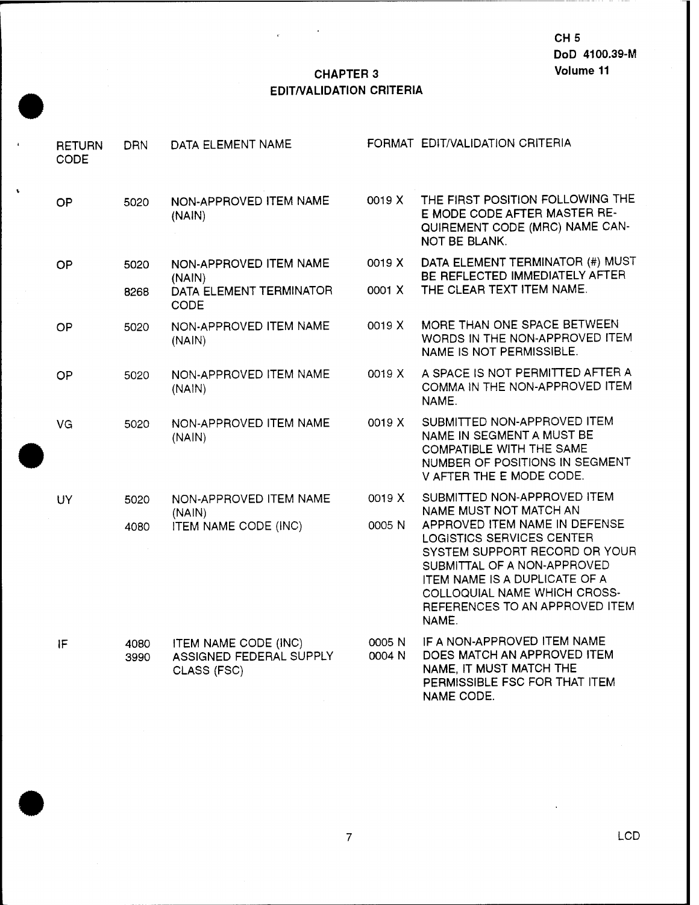# CHAPTER 3
## EDIT/VALIDATION CRITERIA

| RETURN CODE | DRN | DATA ELEMENT NAME | FORMAT | EDIT/VALIDATION CRITERIA |
|---|---|---|---|---|
| OP | 5020 | NON-APPROVED ITEM NAME (NAIN) | 0019 X | THE FIRST POSITION FOLLOWING THE E MODE CODE AFTER MASTER REQUIREMENT CODE (MRC) NAME CANNOT BE BLANK. |
| OP | 5020 | NON-APPROVED ITEM NAME (NAIN) | 0019 X | DATA ELEMENT TERMINATOR (#) MUST BE REFLECTED IMMEDIATELY AFTER THE CLEAR TEXT ITEM NAME. |
| | 8268 | DATA ELEMENT TERMINATOR CODE | 0001 X | |
| OP | 5020 | NON-APPROVED ITEM NAME (NAIN) | 0019 X | MORE THAN ONE SPACE BETWEEN WORDS IN THE NON-APPROVED ITEM NAME IS NOT PERMISSIBLE. |
| OP | 5020 | NON-APPROVED ITEM NAME (NAIN) | 0019 X | A SPACE IS NOT PERMITTED AFTER A COMMA IN THE NON-APPROVED ITEM NAME. |
| VG | 5020 | NON-APPROVED ITEM NAME (NAIN) | 0019 X | SUBMITTED NON-APPROVED ITEM NAME IN SEGMENT A MUST BE COMPATIBLE WITH THE SAME NUMBER OF POSITIONS IN SEGMENT V AFTER THE E MODE CODE. |
| UY | 5020 | NON-APPROVED ITEM NAME (NAIN) | 0019 X | SUBMITTED NON-APPROVED ITEM NAME MUST NOT MATCH AN APPROVED ITEM NAME IN DEFENSE LOGISTICS SERVICES CENTER SYSTEM SUPPORT RECORD OR YOUR SUBMITTAL OF A NON-APPROVED ITEM NAME IS A DUPLICATE OF A COLLOQUIAL NAME WHICH CROSS-REFERENCES TO AN APPROVED ITEM NAME. |
| | 4080 | ITEM NAME CODE (INC) | 0005 N | |
| IF | 4080 | ITEM NAME CODE (INC) | 0005 N | IF A NON-APPROVED ITEM NAME DOES MATCH AN APPROVED ITEM NAME, IT MUST MATCH THE PERMISSIBLE FSC FOR THAT ITEM NAME CODE. |
| | 3990 | ASSIGNED FEDERAL SUPPLY CLASS (FSC) | 0004 N | |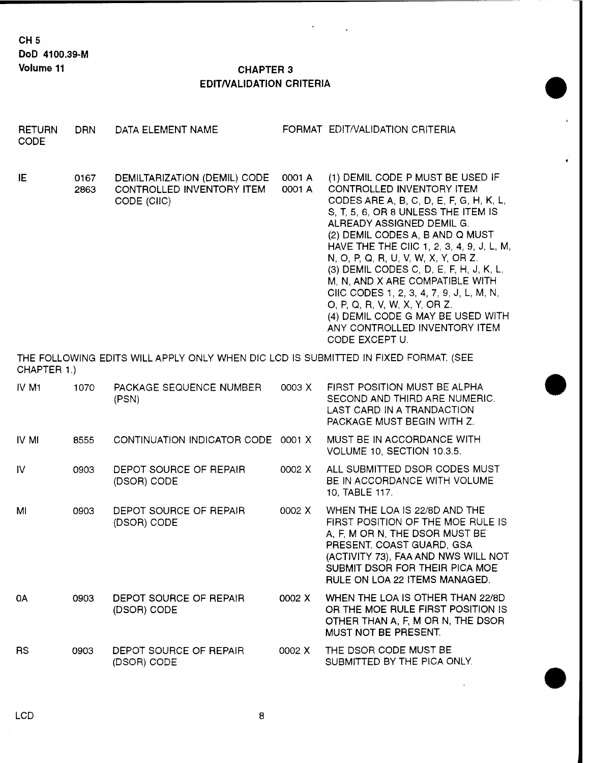# CHAPTER 3
## EDIT/VALIDATION CRITERIA

| RETURN CODE | DRN | DATA ELEMENT NAME | FORMAT | EDIT/VALIDATION CRITERIA |
|---|---|---|---|---|
| IE | 0167<br>2863 | DEMILTARIZATION (DEMIL) CODE<br>CONTROLLED INVENTORY ITEM CODE (CIIC) | 0001 A<br>0001 A | (1) DEMIL CODE P MUST BE USED IF CONTROLLED INVENTORY ITEM CODES ARE A, B, C, D, E, F, G, H, K, L, S, T, 5, 6, OR 8 UNLESS THE ITEM IS ALREADY ASSIGNED DEMIL G.<br>(2) DEMIL CODES A, B AND Q MUST HAVE THE THE CIIC 1, 2, 3, 4, 9, J, L, M, N, O, P, Q, R, U, V, W, X, Y, OR Z.<br>(3) DEMIL CODES C, D, E, F, H, J, K, L, M, N, AND X ARE COMPATIBLE WITH CIIC CODES 1, 2, 3, 4, 7, 9, J, L, M, N, O, P, Q, R, V, W, X, Y, OR Z.<br>(4) DEMIL CODE G MAY BE USED WITH ANY CONTROLLED INVENTORY ITEM CODE EXCEPT U. |

THE FOLLOWING EDITS WILL APPLY ONLY WHEN DIC LCD IS SUBMITTED IN FIXED FORMAT. (SEE CHAPTER 1.)

| RETURN CODE | DRN | DATA ELEMENT NAME | FORMAT | EDIT/VALIDATION CRITERIA |
|---|---|---|---|---|
| IV M1 | 1070 | PACKAGE SEQUENCE NUMBER (PSN) | 0003 X | FIRST POSITION MUST BE ALPHA SECOND AND THIRD ARE NUMERIC. LAST CARD IN A TRANDACTION PACKAGE MUST BEGIN WITH Z. |
| IV MI | 8555 | CONTINUATION INDICATOR CODE | 0001 X | MUST BE IN ACCORDANCE WITH VOLUME 10, SECTION 10.3.5. |
| IV | 0903 | DEPOT SOURCE OF REPAIR (DSOR) CODE | 0002 X | ALL SUBMITTED DSOR CODES MUST BE IN ACCORDANCE WITH VOLUME 10, TABLE 117. |
| MI | 0903 | DEPOT SOURCE OF REPAIR (DSOR) CODE | 0002 X | WHEN THE LOA IS 22/8D AND THE FIRST POSITION OF THE MOE RULE IS A, F, M OR N, THE DSOR MUST BE PRESENT. COAST GUARD, GSA (ACTIVITY 73), FAA AND NWS WILL NOT SUBMIT DSOR FOR THEIR PICA MOE RULE ON LOA 22 ITEMS MANAGED. |
| 0A | 0903 | DEPOT SOURCE OF REPAIR (DSOR) CODE | 0002 X | WHEN THE LOA IS OTHER THAN 22/8D OR THE MOE RULE FIRST POSITION IS OTHER THAN A, F, M OR N, THE DSOR MUST NOT BE PRESENT. |
| RS | 0903 | DEPOT SOURCE OF REPAIR (DSOR) CODE | 0002 X | THE DSOR CODE MUST BE SUBMITTED BY THE PICA ONLY. |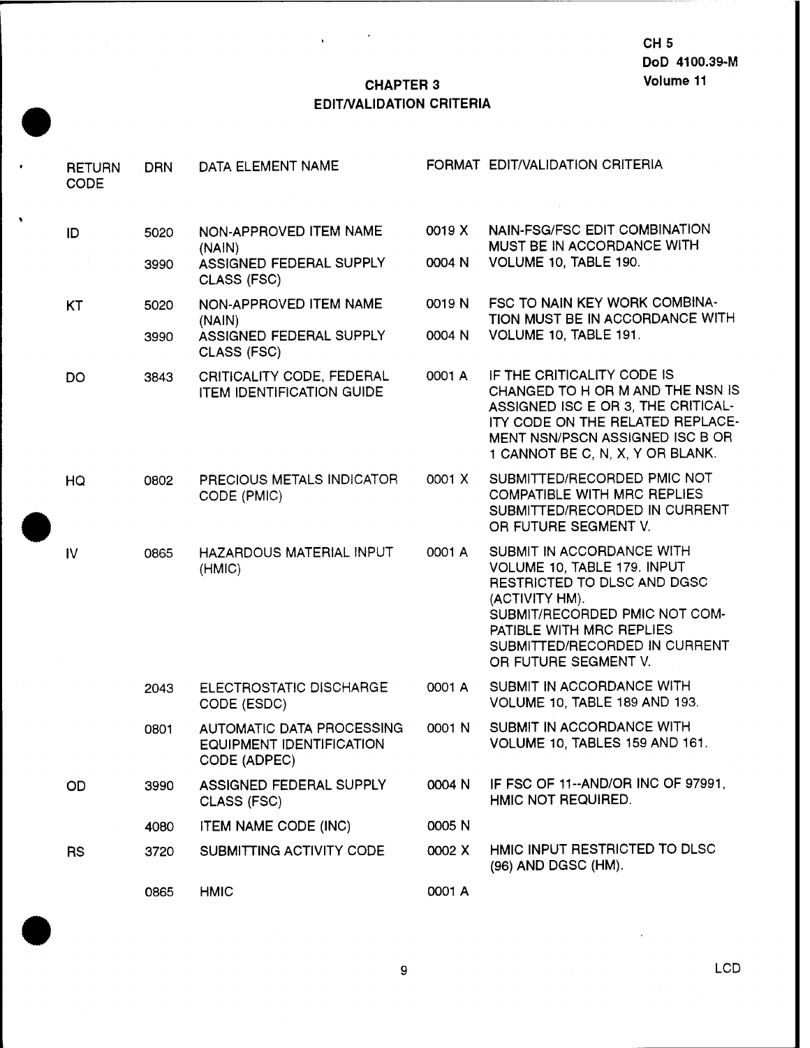# CHAPTER 3
## EDIT/VALIDATION CRITERIA

| RETURN CODE | DRN | DATA ELEMENT NAME | FORMAT | EDIT/VALIDATION CRITERIA |
|---|---|---|---|---|
| ID | 5020 | NON-APPROVED ITEM NAME (NAIN) | 0019 X | NAIN-FSG/FSC EDIT COMBINATION MUST BE IN ACCORDANCE WITH VOLUME 10, TABLE 190. |
| | 3990 | ASSIGNED FEDERAL SUPPLY CLASS (FSC) | 0004 N | |
| KT | 5020 | NON-APPROVED ITEM NAME (NAIN) | 0019 N | FSC TO NAIN KEY WORK COMBINATION MUST BE IN ACCORDANCE WITH VOLUME 10, TABLE 191. |
| | 3990 | ASSIGNED FEDERAL SUPPLY CLASS (FSC) | 0004 N | |
| DO | 3843 | CRITICALITY CODE, FEDERAL ITEM IDENTIFICATION GUIDE | 0001 A | IF THE CRITICALITY CODE IS CHANGED TO H OR M AND THE NSN IS ASSIGNED ISC E OR 3, THE CRITICALITY CODE ON THE RELATED REPLACEMENT NSN/PSCN ASSIGNED ISC B OR 1 CANNOT BE C, N, X, Y OR BLANK. |
| HQ | 0802 | PRECIOUS METALS INDICATOR CODE (PMIC) | 0001 X | SUBMITTED/RECORDED PMIC NOT COMPATIBLE WITH MRC REPLIES SUBMITTED/RECORDED IN CURRENT OR FUTURE SEGMENT V. |
| IV | 0865 | HAZARDOUS MATERIAL INPUT (HMIC) | 0001 A | SUBMIT IN ACCORDANCE WITH VOLUME 10, TABLE 179. INPUT RESTRICTED TO DLSC AND DGSC (ACTIVITY HM). SUBMIT/RECORDED PMIC NOT COMPATIBLE WITH MRC REPLIES SUBMITTED/RECORDED IN CURRENT OR FUTURE SEGMENT V. |
| | 2043 | ELECTROSTATIC DISCHARGE CODE (ESDC) | 0001 A | SUBMIT IN ACCORDANCE WITH VOLUME 10, TABLE 189 AND 193. |
| | 0801 | AUTOMATIC DATA PROCESSING EQUIPMENT IDENTIFICATION CODE (ADPEC) | 0001 N | SUBMIT IN ACCORDANCE WITH VOLUME 10, TABLES 159 AND 161. |
| OD | 3990 | ASSIGNED FEDERAL SUPPLY CLASS (FSC) | 0004 N | IF FSC OF 11--AND/OR INC OF 97991, HMIC NOT REQUIRED. |
| | 4080 | ITEM NAME CODE (INC) | 0005 N | |
| RS | 3720 | SUBMITTING ACTIVITY CODE | 0002 X | HMIC INPUT RESTRICTED TO DLSC (96) AND DGSC (HM). |
| | 0865 | HMIC | 0001 A | |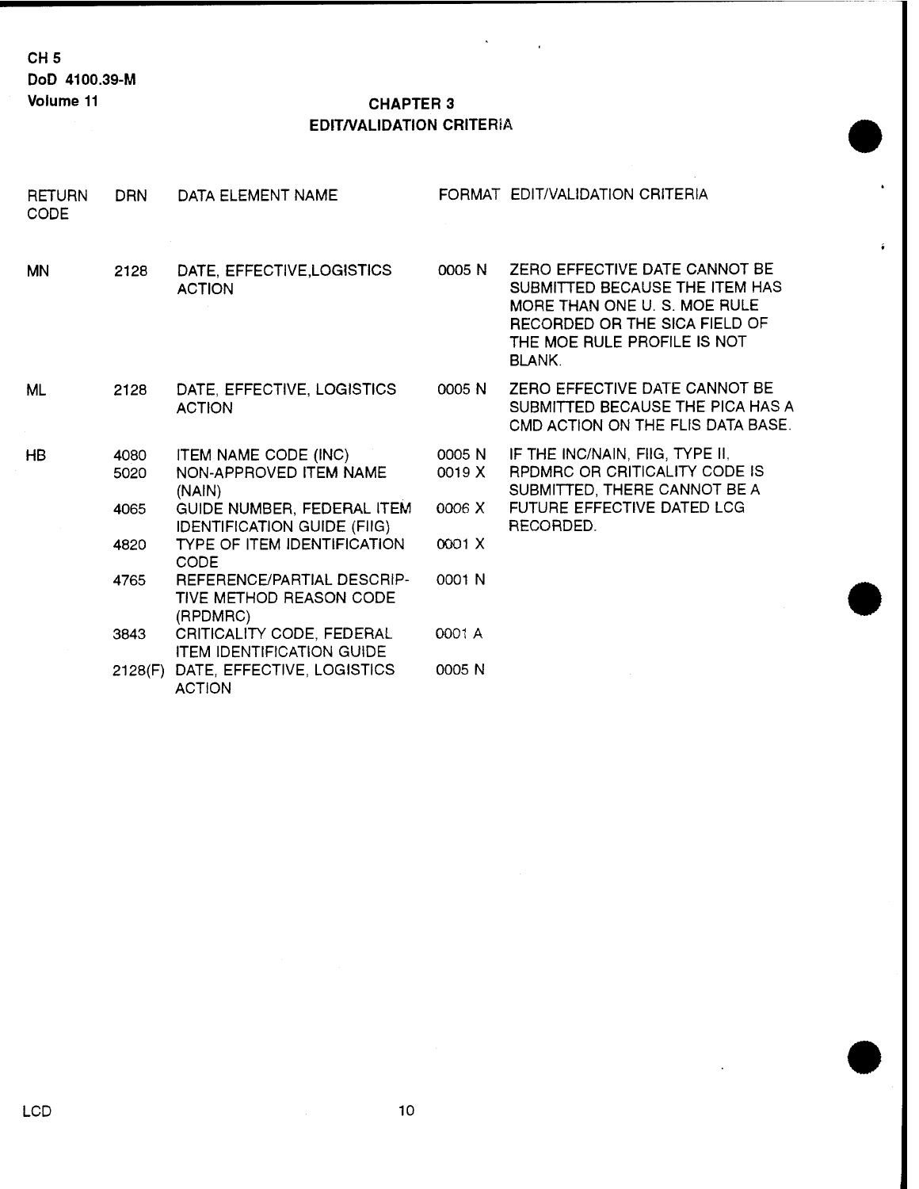# CHAPTER 3
## EDIT/VALIDATION CRITERIA

| RETURN CODE | DRN | DATA ELEMENT NAME | FORMAT | EDIT/VALIDATION CRITERIA |
|---|---|---|---|---|
| MN | 2128 | DATE, EFFECTIVE,LOGISTICS ACTION | 0005 N | ZERO EFFECTIVE DATE CANNOT BE SUBMITTED BECAUSE THE ITEM HAS MORE THAN ONE U. S. MOE RULE RECORDED OR THE SICA FIELD OF THE MOE RULE PROFILE IS NOT BLANK. |
| ML | 2128 | DATE, EFFECTIVE, LOGISTICS ACTION | 0005 N | ZERO EFFECTIVE DATE CANNOT BE SUBMITTED BECAUSE THE PICA HAS A CMD ACTION ON THE FLIS DATA BASE. |
| HB | 4080 | ITEM NAME CODE (INC) | 0005 N | IF THE INC/NAIN, FIIG, TYPE II, RPDMRC OR CRITICALITY CODE IS SUBMITTED, THERE CANNOT BE A FUTURE EFFECTIVE DATED LCG RECORDED. |
| | 5020 | NON-APPROVED ITEM NAME (NAIN) | 0019 X | |
| | 4065 | GUIDE NUMBER, FEDERAL ITEM IDENTIFICATION GUIDE (FIIG) | 0006 X | |
| | 4820 | TYPE OF ITEM IDENTIFICATION CODE | 0001 X | |
| | 4765 | REFERENCE/PARTIAL DESCRIPTIVE METHOD REASON CODE (RPDMRC) | 0001 N | |
| | 3843 | CRITICALITY CODE, FEDERAL ITEM IDENTIFICATION GUIDE | 0001 A | |
| | 2128(F) | DATE, EFFECTIVE, LOGISTICS ACTION | 0005 N | |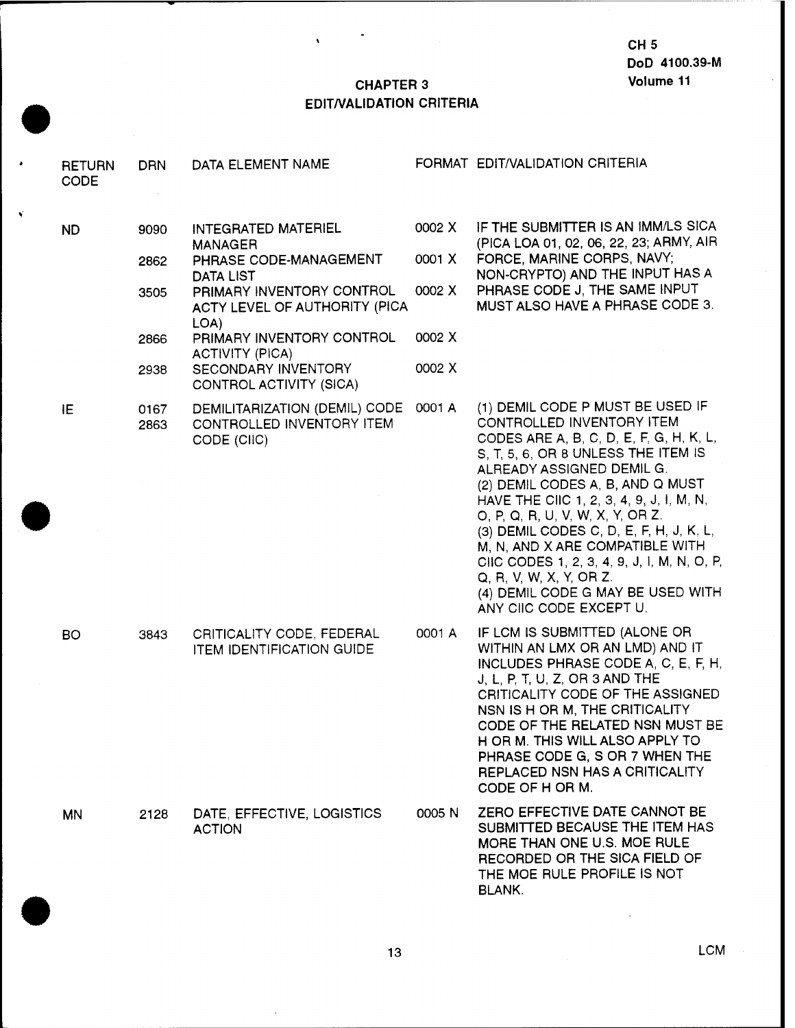# CHAPTER 3
## EDIT/VALIDATION CRITERIA

| RETURN CODE | DRN | DATA ELEMENT NAME | FORMAT | EDIT/VALIDATION CRITERIA |
|---|---|---|---|---|
| ND | 9090 | INTEGRATED MATERIEL MANAGER | 0002 X | IF THE SUBMITTER IS AN IMM/LS SICA (PICA LOA 01, 02, 06, 22, 23; ARMY, AIR FORCE, MARINE CORPS, NAVY; NON-CRYPTO) AND THE INPUT HAS A PHRASE CODE J, THE SAME INPUT MUST ALSO HAVE A PHRASE CODE 3. |
| | 2862 | PHRASE CODE-MANAGEMENT DATA LIST | 0001 X | |
| | 3505 | PRIMARY INVENTORY CONTROL ACTY LEVEL OF AUTHORITY (PICA LOA) | 0002 X | |
| | 2866 | PRIMARY INVENTORY CONTROL ACTIVITY (PICA) | 0002 X | |
| | 2938 | SECONDARY INVENTORY CONTROL ACTIVITY (SICA) | 0002 X | |
| IE | 0167<br>2863 | DEMILITARIZATION (DEMIL) CODE<br>CONTROLLED INVENTORY ITEM CODE (CIIC) | 0001 A | (1) DEMIL CODE P MUST BE USED IF CONTROLLED INVENTORY ITEM CODES ARE A, B, C, D, E, F, G, H, K, L, S, T, 5, 6, OR 8 UNLESS THE ITEM IS ALREADY ASSIGNED DEMIL G.<br>(2) DEMIL CODES A, B, AND Q MUST HAVE THE CIIC 1, 2, 3, 4, 9, J, I, M, N, O, P, Q, R, U, V, W, X, Y, OR Z.<br>(3) DEMIL CODES C, D, E, F, H, J, K, L, M, N, AND X ARE COMPATIBLE WITH CIIC CODES 1, 2, 3, 4, 9, J, I, M, N, O, P, Q, R, V, W, X, Y, OR Z.<br>(4) DEMIL CODE G MAY BE USED WITH ANY CIIC CODE EXCEPT U. |
| BO | 3843 | CRITICALITY CODE, FEDERAL ITEM IDENTIFICATION GUIDE | 0001 A | IF LCM IS SUBMITTED (ALONE OR WITHIN AN LMX OR AN LMD) AND IT INCLUDES PHRASE CODE A, C, E, F, H, J, L, P, T, U, Z, OR 3 AND THE CRITICALITY CODE OF THE ASSIGNED NSN IS H OR M, THE CRITICALITY CODE OF THE RELATED NSN MUST BE H OR M. THIS WILL ALSO APPLY TO PHRASE CODE G, S OR 7 WHEN THE REPLACED NSN HAS A CRITICALITY CODE OF H OR M. |
| MN | 2128 | DATE, EFFECTIVE, LOGISTICS ACTION | 0005 N | ZERO EFFECTIVE DATE CANNOT BE SUBMITTED BECAUSE THE ITEM HAS MORE THAN ONE U.S. MOE RULE RECORDED OR THE SICA FIELD OF THE MOE RULE PROFILE IS NOT BLANK. |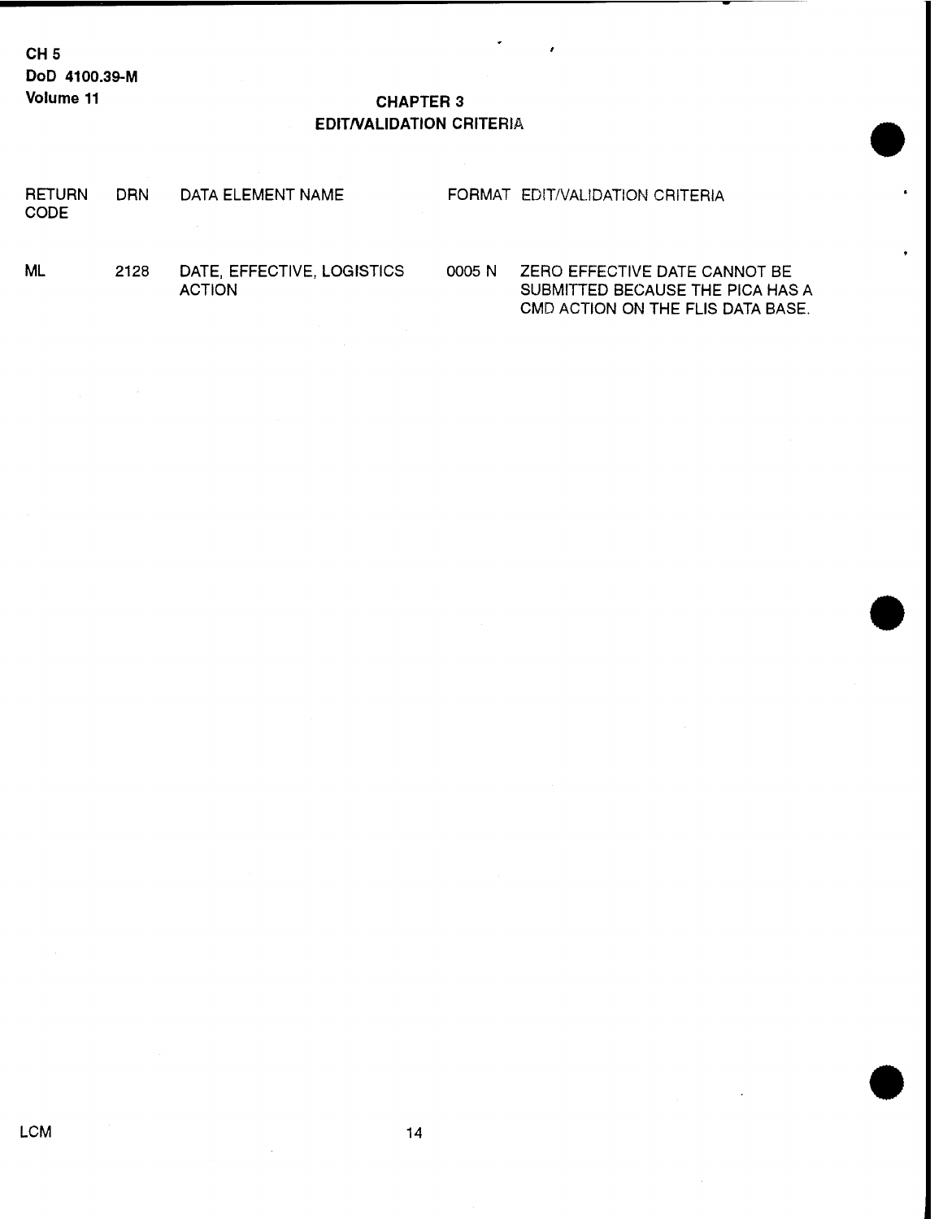## CHAPTER 3
## EDIT/VALIDATION CRITERIA

| RETURN CODE | DRN | DATA ELEMENT NAME | FORMAT | EDIT/VALIDATION CRITERIA |
|---|---|---|---|---|
| ML | 2128 | DATE, EFFECTIVE, LOGISTICS ACTION | 0005 N | ZERO EFFECTIVE DATE CANNOT BE SUBMITTED BECAUSE THE PICA HAS A CMD ACTION ON THE FLIS DATA BASE. |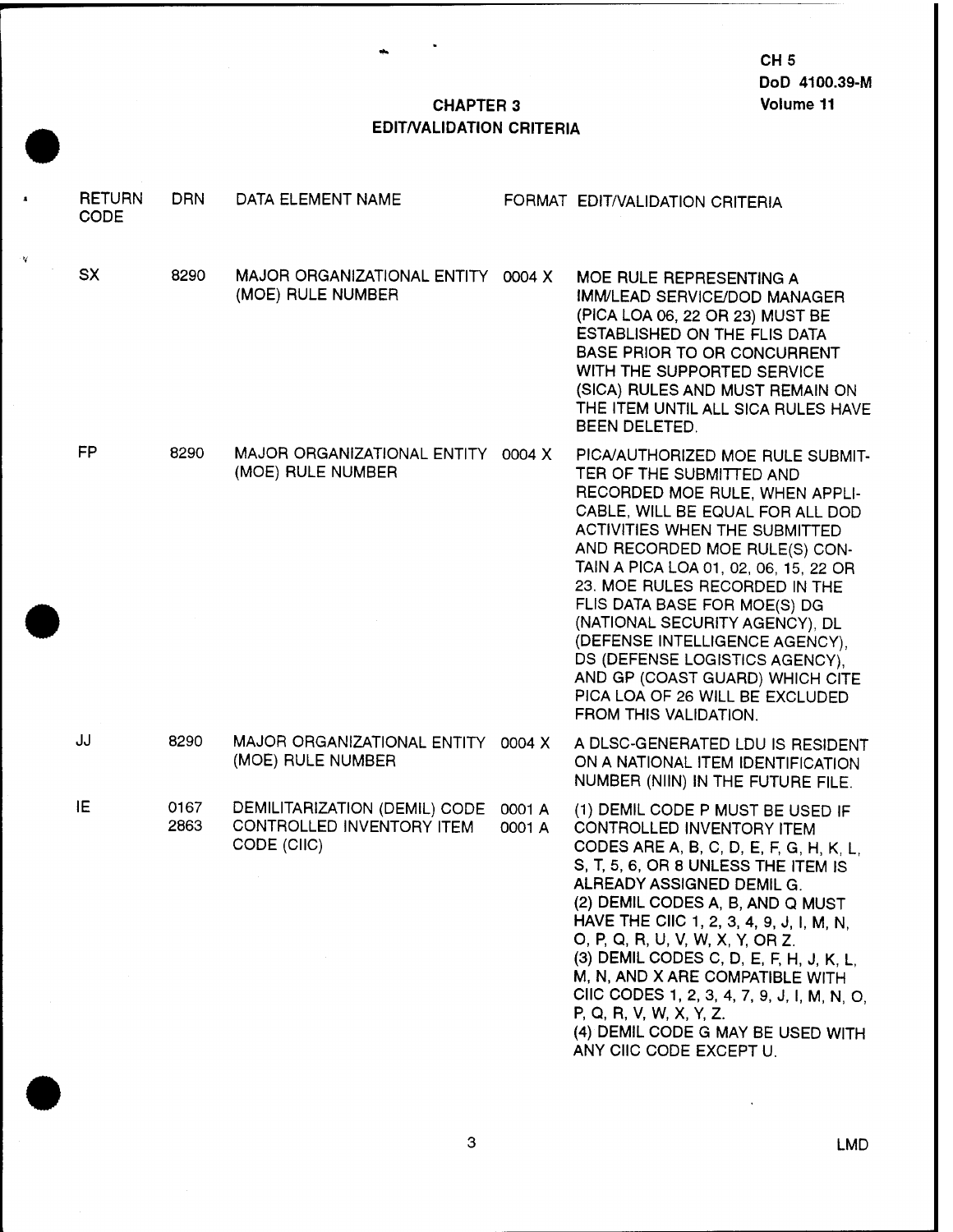# CHAPTER 3
## EDIT/VALIDATION CRITERIA

| RETURN CODE | DRN | DATA ELEMENT NAME | FORMAT | EDIT/VALIDATION CRITERIA |
|---|---|---|---|---|
| SX | 8290 | MAJOR ORGANIZATIONAL ENTITY (MOE) RULE NUMBER | 0004 X | MOE RULE REPRESENTING A IMM/LEAD SERVICE/DOD MANAGER (PICA LOA 06, 22 OR 23) MUST BE ESTABLISHED ON THE FLIS DATA BASE PRIOR TO OR CONCURRENT WITH THE SUPPORTED SERVICE (SICA) RULES AND MUST REMAIN ON THE ITEM UNTIL ALL SICA RULES HAVE BEEN DELETED. |
| FP | 8290 | MAJOR ORGANIZATIONAL ENTITY (MOE) RULE NUMBER | 0004 X | PICA/AUTHORIZED MOE RULE SUBMITTER OF THE SUBMITTED AND RECORDED MOE RULE, WHEN APPLICABLE, WILL BE EQUAL FOR ALL DOD ACTIVITIES WHEN THE SUBMITTED AND RECORDED MOE RULE(S) CONTAIN A PICA LOA 01, 02, 06, 15, 22 OR 23. MOE RULES RECORDED IN THE FLIS DATA BASE FOR MOE(S) DG (NATIONAL SECURITY AGENCY), DL (DEFENSE INTELLIGENCE AGENCY), DS (DEFENSE LOGISTICS AGENCY), AND GP (COAST GUARD) WHICH CITE PICA LOA OF 26 WILL BE EXCLUDED FROM THIS VALIDATION. |
| JJ | 8290 | MAJOR ORGANIZATIONAL ENTITY (MOE) RULE NUMBER | 0004 X | A DLSC-GENERATED LDU IS RESIDENT ON A NATIONAL ITEM IDENTIFICATION NUMBER (NIIN) IN THE FUTURE FILE. |
| IE | 0167<br>2863 | DEMILITARIZATION (DEMIL) CODE<br>CONTROLLED INVENTORY ITEM CODE (CIIC) | 0001 A<br>0001 A | (1) DEMIL CODE P MUST BE USED IF CONTROLLED INVENTORY ITEM CODES ARE A, B, C, D, E, F, G, H, K, L, S, T, 5, 6, OR 8 UNLESS THE ITEM IS ALREADY ASSIGNED DEMIL G.<br>(2) DEMIL CODES A, B, AND Q MUST HAVE THE CIIC 1, 2, 3, 4, 9, J, I, M, N, O, P, Q, R, U, V, W, X, Y, OR Z.<br>(3) DEMIL CODES C, D, E, F, H, J, K, L, M, N, AND X ARE COMPATIBLE WITH CIIC CODES 1, 2, 3, 4, 7, 9, J, I, M, N, O, P, Q, R, V, W, X, Y, Z.<br>(4) DEMIL CODE G MAY BE USED WITH ANY CIIC CODE EXCEPT U. |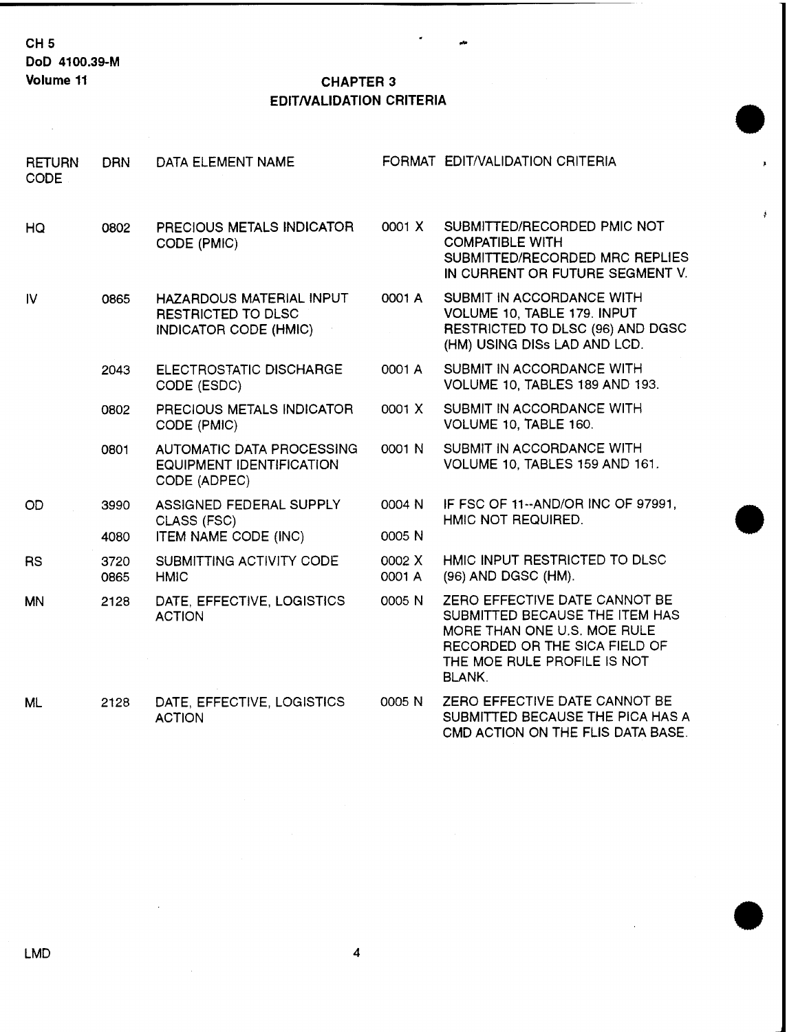## CHAPTER 3
## EDIT/VALIDATION CRITERIA

| RETURN CODE | DRN | DATA ELEMENT NAME | FORMAT | EDIT/VALIDATION CRITERIA |
|---|---|---|---|---|
| HQ | 0802 | PRECIOUS METALS INDICATOR CODE (PMIC) | 0001 X | SUBMITTED/RECORDED PMIC NOT COMPATIBLE WITH SUBMITTED/RECORDED MRC REPLIES IN CURRENT OR FUTURE SEGMENT V. |
| IV | 0865 | HAZARDOUS MATERIAL INPUT RESTRICTED TO DLSC INDICATOR CODE (HMIC) | 0001 A | SUBMIT IN ACCORDANCE WITH VOLUME 10, TABLE 179. INPUT RESTRICTED TO DLSC (96) AND DGSC (HM) USING DISs LAD AND LCD. |
| | 2043 | ELECTROSTATIC DISCHARGE CODE (ESDC) | 0001 A | SUBMIT IN ACCORDANCE WITH VOLUME 10, TABLES 189 AND 193. |
| | 0802 | PRECIOUS METALS INDICATOR CODE (PMIC) | 0001 X | SUBMIT IN ACCORDANCE WITH VOLUME 10, TABLE 160. |
| | 0801 | AUTOMATIC DATA PROCESSING EQUIPMENT IDENTIFICATION CODE (ADPEC) | 0001 N | SUBMIT IN ACCORDANCE WITH VOLUME 10, TABLES 159 AND 161. |
| OD | 3990 | ASSIGNED FEDERAL SUPPLY CLASS (FSC) | 0004 N | IF FSC OF 11--AND/OR INC OF 97991, HMIC NOT REQUIRED. |
| | 4080 | ITEM NAME CODE (INC) | 0005 N | |
| RS | 3720 | SUBMITTING ACTIVITY CODE | 0002 X | HMIC INPUT RESTRICTED TO DLSC (96) AND DGSC (HM). |
| | 0865 | HMIC | 0001 A | |
| MN | 2128 | DATE, EFFECTIVE, LOGISTICS ACTION | 0005 N | ZERO EFFECTIVE DATE CANNOT BE SUBMITTED BECAUSE THE ITEM HAS MORE THAN ONE U.S. MOE RULE RECORDED OR THE SICA FIELD OF THE MOE RULE PROFILE IS NOT BLANK. |
| ML | 2128 | DATE, EFFECTIVE, LOGISTICS ACTION | 0005 N | ZERO EFFECTIVE DATE CANNOT BE SUBMITTED BECAUSE THE PICA HAS A CMD ACTION ON THE FLIS DATA BASE. |